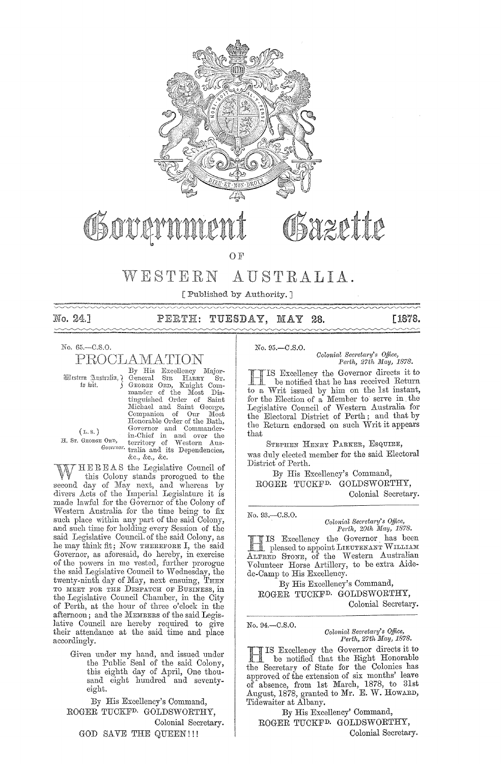# Government Gazette

OF

# WESTERN AUSTRALIA.

[ Published by Authority. ]

No. 24.] PERTH: TUESDAY, MAY 28. [1878.

No. 65.—C.S.O.

## PROCLAMATION

Western Australia, to wit.

(L. S.)

H. ST. GEORGE ORD, *Governor.*

By His Excellency Major-General SIR HARRY ST. GEORGE ORD, Knight Commander of the Most Distinguished Order of Saint Michael and Saint George, Companion of Our Most Honorable Order of the Bath, Governor and Commander-in-Chief in and over the territory of Western Australia and its Dependencies, &c., &c., &c.

WHEREAS the Legislative Council of this Colony stands prorogued to the second day of May next, and whereas by divers Acts of the Imperial Legislature it is made lawful for the Governor of the Colony of Western Australia for the time being to fix such place within any part of the said Colony, and such time for holding every Session of the said Legislative Council of the said Colony, as he may think fit; Now THEREFORE I, the said Governor, as aforesaid, do hereby, in exercise of the powers in me vested, further prorogue the said Legislative Council to Wednesday, the twenty-ninth day of May, next ensuing, THEN TO MEET FOR THE DESPATCH OF BUSINESS, in the Legislative Council Chamber, in the City of Perth, at the hour of three o'clock in the afternoon; and the MEMBERS of the said Legislative Council are hereby required to give their attendance at the said time and place accordingly.

Given under my hand, and issued under the Public Seal of the said Colony, this eighth day of April, One thousand eight hundred and seventy-eight.

By His Excellency's Command,
ROGER TUCKFD. GOLDSWORTHY,
Colonial Secretary.

GOD SAVE THE QUEEN!!!

---

No. 95.—C.S.O.

*Colonial Secretary's Office,*
*Perth, 27th May, 1878.*

HIS Excellency the Governor directs it to be notified that he has received Return to a Writ issued by him on the 1st instant, for the Election of a Member to serve in the Legislative Council of Western Australia for the Electoral District of Perth; and that by the Return endorsed on such Writ it appears that

STEPHEN HENRY PARKER, ESQUIRE,

was duly elected member for the said Electoral District of Perth.

By His Excellency's Command,
ROGER TUCKFD. GOLDSWORTHY,
Colonial Secretary.

---

No. 93.—C.S.O.

*Colonial Secretary's Office,*
*Perth, 20th May, 1878.*

HIS Excellency the Governor has been pleased to appoint LIEUTENANT WILLIAM ALFRED STONE, of the Western Australian Volunteer Horse Artillery, to be extra Aide-de-Camp to His Excellency.

By His Excellency's Command,
ROGER TUCKFD. GOLDSWORTHY,
Colonial Secretary.

---

No. 94.—C.S.O.

*Colonial Secretary's Office,*
*Perth, 27th May, 1878.*

HIS Excellency the Governor directs it to be notified that the Right Honorable the Secretary of State for the Colonies has approved of the extension of six months' leave of absence, from 1st March, 1878, to 31st August, 1878, granted to Mr. E. W. HOWARD, Tidewaiter at Albany.

By His Excellency' Command,
ROGER TUCKFD. GOLDSWORTHY,
Colonial Secretary.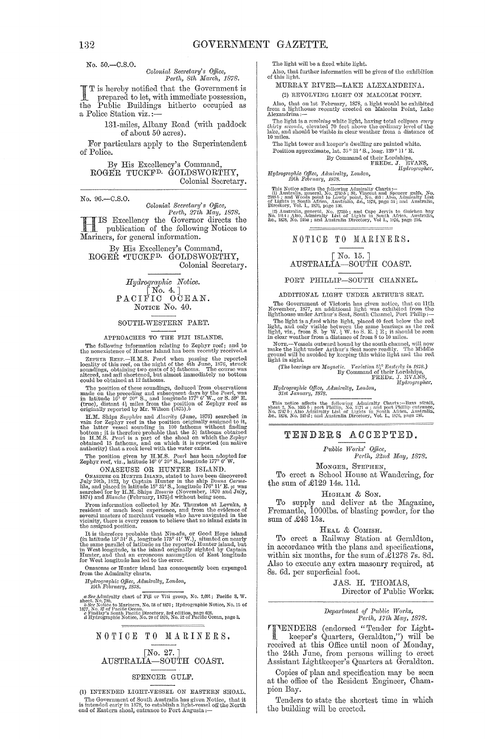No. 50.—C.S.O.

*Colonial Secretary's Office,*
*Perth, 8th March, 1878.*

IT is hereby notified that the Government is prepared to let, with immediate possession, the Public Buildings hitherto occupied as a Police Station viz.:—

131-miles, Albany Road (with paddock of about 50 acres).

For particulars apply to the Superintendent of Police.

By His Excellency's Command,
ROGER TUCKFD. GOLDSWORTHY,
Colonial Secretary.

---

No. 96.—C.S.O.

*Colonial Secretary's Office,*
*Perth, 27th May, 1878.*

HIS Excellency the Governor directs the publication of the following Notices to Mariners, for general information.

By His Excellency's Command,
ROGER TUCKFD. GOLDSWORTHY,
Colonial Secretary.

---

*Hydrographic Notice.*
[No. 4.]
PACIFIC OCEAN.
NOTICE No. 40.

SOUTH-WESTERN PART.

APPROACHES TO THE FIJI ISLANDS.

The following information relating to Zephyr reef; and to the nonexistence of Hunter Island has been recently received.[a]

ZEPHYR REEF.—H.M.S. *Pearl* when passing the reported locality of this reef, on the night of the 4th June, 1876, struck soundings, obtaining two casts of 5½ fathoms. The course was altered, and sail shortened, but almost immediately no bottom could be obtained at 12 fathoms.

The position of these soundings, deduced from observations made on the preceding and subsequent days by the *Pearl*, was in latitude 16° 0′ 20″ S., and longitude 177° 6′ W., or S. 59° E. (true), distant 4½ miles from the position of Zephyr reef as originally reported by Mr. Wilson (1875).[b]

H.M. Ships *Sapphire* and *Alacrity* (June, 1876) searched in vain for Zephyr reef in the position originally assigned to it, the latter vessel sounding in 100 fathoms without finding bottom; it is therefore probable that the 5½ fathoms obtained in H.M.S. *Pearl* is a part of the shoal on which the *Zephyr* obtained 15 fathoms, and on which it is reported (on native authority) that a rock level with the water exists.

The position given by H.M.S. *Pearl* has been adopted for Zephyr reef, viz., latitude 16° 0′ 20″ S., longitude 177° 6′ W.

ONASEUSE OR HUNTER ISLAND.

ONASEUSE OR HUNTER ISLAND, stated to have been discovered July 20th, 1823, by Captain Hunter in the ship *Donna Carmelita*, and placed in latitude 15° 31′ S., longitude 176° 11′ E.;[c] was searched for by H.M. Ships *Rosario* (November, 1870 and July, 1874) and *Blanche* (February, 1875)[d] without being seen.

From information collected by Mr. Thurston at Levuka, a resident of much local experience, and from the evidence of several masters of merchant vessels who have navigated in the vicinity, there is every reason to believe that no island exists in the assigned position.

It is therefore probable that Niu-afu, or Good Hope island (in latitude 15° 34′ S., longitude 175° 41′ W.), situated on nearly the same parallel of latitude as the reported Hunter island, but in West longitude, is the island originally sighted by Captain Hunter, and that an erroneous assumption of East longitude for West longitude has led to the error.

Onaseuse or Hunter island has consequently been expunged from the Admiralty charts.

*Hydrographic Office, Admiralty, London,*
*19th February, 1878.*

[a] See Admiralty chart of Fiji or Viti group, No. 2,691; Pacific S. W. sheet, No. 780.
[b] See Notice to Mariners, No. 58 of 1876; Hydrographic Notice, No. 15 of 1877, No. 37 of Pacific Ocean.
[c] Findlay's South Pacific Directory, 3rd edition, page 628.
[d] Hydrographic Notice, No. 20 of 1875, No. 32 of Pacific Ocean, page 3.

---

NOTICE TO MARINERS.

[No. 27.]
AUSTRALIA—SOUTH COAST.

SPENCER GULF.

(1) INTENDED LIGHT-VESSEL ON EASTERN SHOAL.

The Government of South Australia has given Notice, that it is intended early in 1878, to establish a light-vessel off the North end of Eastern shoal, entrance to Port Augusta:—

The light will be a fixed white light.

Also, that further information will be given of the exhibition of this light.

MURRAY RIVER—LAKE ALEXANDRINA.

(2) REVOLVING LIGHT ON MALCOLM POINT.

Also, that on 1st February, 1878, a light would be exhibited from a lighthouse recently erected on Malcolm Point, Lake Alexandrina:—

The light is a *revolving* white light, having total eclipses *every thirty seconds*, elevated 70 feet above the ordinary level of the lake, and should be visible in clear weather from a distance of 10 miles.

The light tower and keeper's dwelling are painted white.

Position approximate, lat. 35° 31′ S., long. 139° 11′ E.

By Command of their Lordships,
FREDK. J. EVANS,
*Hydrographer.*

*Hydrographic Office, Admiralty, London,*
*19th February, 1878.*

This Notice affects the following Admiralty Charts:—
(1) Australia, general, No. 2759*b*; St. Vincent and Spencer gulfs, No. 2389*b*; and Woods point to Lowly point, No. 463: Also, Admiralty List of Lights in South Africa, Australia, &c., 1878, page 34; and Australia, Directory, Vol. I., 1876, page 196.
(2) Australia, general, No. 2759*b*; and Cape Jervis to Guichen bay No. 1014: Also, Admiralty List of Lights in South Africa, Australia, &c., 1878, No. 240*a*; and Australia Directory, Vol I., 1876, page 216.

---

NOTICE TO MARINERS.

[No. 15.]
AUSTRALIA—SOUTH COAST.

PORT PHILLIP—SOUTH CHANNEL.

ADDITIONAL LIGHT UNDER ARTHUR'S SEAT.

The Government of Victoria has given notice, that on 11th November, 1877, an additional light was exhibited from the lighthouse under Arthur's Seat, South Channel, Port Philip:—

The light is a *fixed* white light, placed 40 feet below the red light, and only visible between the same bearings as the red light, viz., from S. by W. ½ W. to S. E. ¾ E; it should be seen in clear weather from a distance of from 8 to 10 miles.

NOTE.—Vessels outward bound by the south channel, will now make the light under Arthur's Seat more readily. The Middle ground will be avoided by keeping this white light and the red light in sight.

*(The bearings are Magnetic. Variation 8½° Easterly in 1878.)*

By Command of their Lordships,
FREDK. J. EVANS,
*Hydrographer.*

*Hydrographic Office, Admiralty, London,*
*31st January, 1878.*

This notice affects the following Admiralty Charts:—Bass strait, sheet 2, No. 1695*b*; port Phillip, No. 1171*a*; and port Phillip entrance, No. 2747*b*: Also Admiralty List of Lights in South Africa, Australia, &c., 1878, No. 240*d*; and Australia Directory, Vol. I., 1876, page 286.

---

## TENDERS ACCEPTED.

*Public Works' Office,*
*Perth, 22nd May, 1878.*

MONGER, STEPHEN,

To erect a School House at Wandering, for the sum of £129 14s. 11d.

HIGHAM & SON.

To supply and deliver at the Magazine, Fremantle, 1000lbs. of blasting powder, for the sum of £43 15s.

HEAL & COMISH.

To erect a Railway Station at Geraldton, in accordance with the plans and specifications, within six months, for the sum of £1278 7s. 8d. Also to execute any extra masonry required, at 8s. 6d. per superficial foot.

JAS. H. THOMAS,
Director of Public Works.

---

*Department of Public Works,*
*Perth, 17th May, 1878.*

TENDERS (endorsed "Tender for Lightkeeper's Quarters, Geraldton,") will be received at this Office until noon of Monday, the 24th June, from persons willing to erect Assistant Lightkeeper's Quarters at Geraldton.

Copies of plan and specification may be seen at the office of the Resident Engineer, Champion Bay.

Tenders to state the shortest time in which the building will be erected.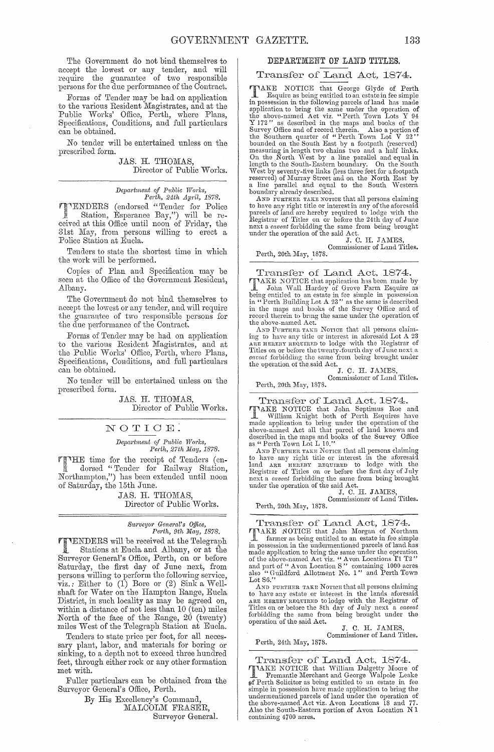The Government do not bind themselves to accept the lowest or any tender, and will require the guarantee of two responsible persons for the due performance of the Contract.

Forms of Tender may be had on application to the various Resident Magistrates, and at the Public Works' Office, Perth, where Plans, Specifications, Conditions, and full particulars can be obtained.

No tender will be entertained unless on the prescribed form.

JAS. H. THOMAS,
Director of Public Works.

---

*Department of Public Works,*
*Perth, 24th April, 1878.*

TENDERS (endorsed "Tender for Police Station, Esperance Bay,") will be received at this Office until noon of Friday, the 31st May, from persons willing to erect a Police Station at Eucla.

Tenders to state the shortest time in which the work will be performed.

Copies of Plan and Specification may be seen at the Office of the Government Resident, Albany.

The Government do not bind themselves to accept the lowest or any tender, and will require the guarantee of two responsible persons for the due performance of the Contract.

Forms of Tender may be had on application to the various Resident Magistrates, and at the Public Works' Office, Perth, where Plans, Specifications, Conditions, and full particulars can be obtained.

No tender will be entertained unless on the prescribed form.

JAS. H. THOMAS,
Director of Public Works.

---

## NOTICE.

*Department of Public Works,*
*Perth, 27th May, 1878.*

THE time for the receipt of Tenders (endorsed "Tender for Railway Station, Northampton,") has been extended until noon of Saturday, the 15th June.

JAS. H. THOMAS,
Director of Public Works.

---

*Surveyor General's Office,*
*Perth, 9th May, 1878.*

TENDERS will be received at the Telegraph Stations at Eucla and Albany, or at the Surveyor General's Office, Perth, on or before Saturday, the first day of June next, from persons willing to perform the following service, viz.: Either to (1) Bore or (2) Sink a Well-shaft for Water on the Hampton Range, Eucla District, in such locality as may be agreed on, within a distance of not less than 10 (ten) miles North of the face of the Range, 20 (twenty) miles West of the Telegraph Station at Eucla.

Tenders to state price per foot, for all necessary plant, labor, and materials for boring or sinking, to a depth not to exceed three hundred feet, through either rock or any other formation met with.

Fuller particulars can be obtained from the Surveyor General's Office, Perth.

By His Excellency's Command,
MALCOLM FRASER,
Surveyor General.

---

## DEPARTMENT OF LAND TITLES.

### Transfer of Land Act, 1874.

TAKE NOTICE that George Glyde of Perth Esquire as being entitled to an estate in fee simple in possession in the following parcels of land has made application to bring the same under the operation of the above-named Act viz. "Perth Town Lots Y 94 Y 172" as described in the maps and books of the Survey Office and of record therein. Also a portion of the Southern quarter of "Perth Town Lot V 22" bounded on the South East by a footpath (reserved) measuring in length two chains two and a half links. On the North West by a line parallel and equal in length to the South-Eastern boundary. On the South West by seventy-five links (less three feet for a footpath reserved) of Murray Street and on the North East by a line parallel and equal to the South Western boundary already described.

AND FURTHER TAKE NOTICE that all persons claiming to have any right title or interest in any of the aforesaid parcels of land are hereby required to lodge with the Registrar of Titles on or before the 24th day of June next a *caveat* forbidding the same from being brought under the operation of the said Act.

J. C. H. JAMES,
Commissioner of Land Titles.

Perth, 20th May, 1878.

---

### Transfer of Land Act, 1874.

TAKE NOTICE that application has been made by John Wall Hardey of Grove Farm Esquire as being entitled to an estate in fee simple in possession in "Perth Building Lot A 23" as the same is described in the maps and books of the Survey Office and of record therein to bring the same under the operation of the above-named Act.

AND FURTHER TAKE NOTICE that all persons claiming to have any title or interest in aforesaid Lot A 23 ARE HEREBY REQUIRED to lodge with the Registrar of Titles on or before the twenty-fourth day of June next a *caveat* forbidding the same from being brought under the operation of the said Act.

J. C. H. JAMES,
Commissioner of Land Titles.

Perth, 20th May, 1878.

---

### Transfer of Land Act, 1874.

TAKE NOTICE that John Septimus Roe and William Knight both of Perth Esquires have made application to bring under the operation of the above-named Act all that parcel of land known and described in the maps and books of the Survey Office as "Perth Town Lot L 10."

AND FURTHER TAKE NOTICE that all persons claiming to have any right title or interest in the aforesaid land ARE HEREBY REQUIRED to lodge with the Registrar of Titles on or before the first day of July next a *caveat* forbidding the same from being brought under the operation of the said Act.

J. C. H. JAMES,
Commissioner of Land Titles.

Perth, 20th May, 1878.

---

### Transfer of Land Act, 1874.

TAKE NOTICE that John Morgan of Northam farmer as being entitled to an estate in fee simple in possession in the undermentioned parcels of land has made application to bring the same under the operation of the above-named Act viz. "Avon Locations T1 T2" and part of "Avon Location S" containing 1000 acres also "Guildford Allotment No. 1" and Perth Town Lot S6."

AND FURTHER TAKE NOTICE that all persons claiming to have any estate or interest in the lands aforesaid ARE HEREBY REQUIRED to lodge with the Registrar of Titles on or before the 8th day of July next a *caveat* forbidding the same from being brought under the operation of the said Act.

J. C. H. JAMES,
Commissioner of Land Titles.

Perth, 24th May, 1878.

---

### Transfer of Land Act, 1874.

TAKE NOTICE that William Dalgetty Moore of Fremantle Merchant and George Walpole Leake of Perth Solicitor as being entitled to an estate in fee simple in possession have made application to bring the undermentioned parcels of land under the operation of the above-named Act viz. Avon Locations 18 and 77. Also the South-Eastern portion of Avon Location N 1 containing 4700 acres.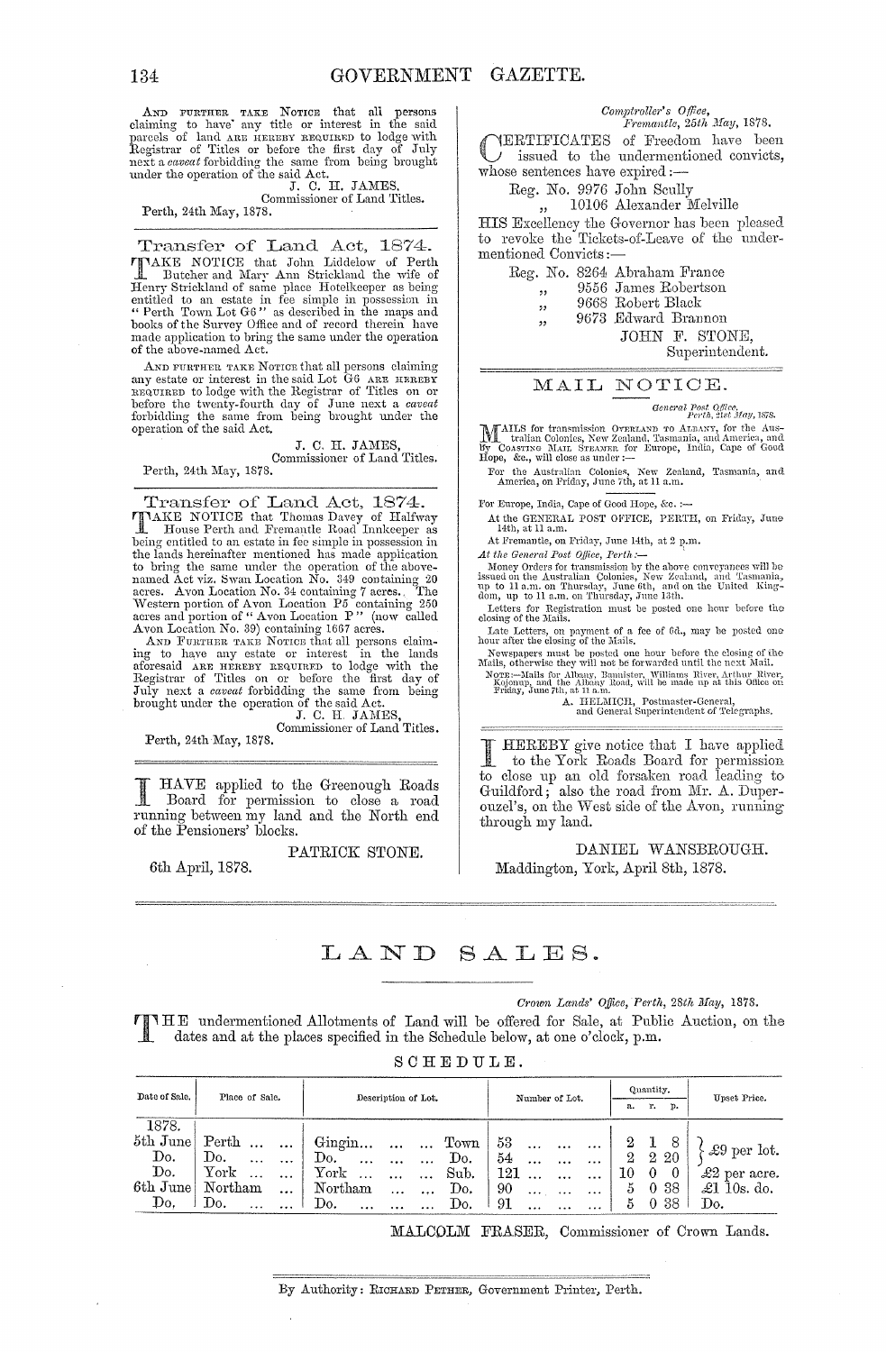AND FURTHER TAKE NOTICE that all persons claiming to have any title or interest in the said parcels of land ARE HEREBY REQUIRED to lodge with Registrar of Titles or before the first day of July next a *caveat* forbidding the same from being brought under the operation of the said Act.

J. C. H. JAMES,
Commissioner of Land Titles.

Perth, 24th May, 1878.

## Transfer of Land Act, 1874.

TAKE NOTICE that John Liddelow of Perth Butcher and Mary Ann Strickland the wife of Henry Strickland of same place Hotelkeeper as being entitled to an estate in fee simple in possession in "Perth Town Lot G6" as described in the maps and books of the Survey Office and of record therein have made application to bring the same under the operation of the above-named Act.

AND FURTHER TAKE NOTICE that all persons claiming any estate or interest in the said Lot G6 ARE HEREBY REQUIRED to lodge with the Registrar of Titles on or before the twenty-fourth day of June next a *caveat* forbidding the same from being brought under the operation of the said Act.

J. C. H. JAMES,
Commissioner of Land Titles.

Perth, 24th May, 1878.

## Transfer of Land Act, 1874.

TAKE NOTICE that Thomas Davey of Halfway House Perth and Fremantle Road Innkeeper as being entitled to an estate in fee simple in possession in the lands hereinafter mentioned has made application to bring the same under the operation of the above-named Act viz. Swan Location No. 349 containing 20 acres. Avon Location No. 34 containing 7 acres. The Western portion of Avon Location P5 containing 250 acres and portion of "Avon Location P" (now called Avon Location No. 39) containing 1667 acres.

AND FURTHER TAKE NOTICE that all persons claiming to have any estate or interest in the lands aforesaid ARE HEREBY REQUIRED to lodge with the Registrar of Titles on or before the first day of July next a *caveat* forbidding the same from being brought under the operation of the said Act.

J. C. H. JAMES,
Commissioner of Land Titles.

Perth, 24th May, 1878.

---

I HAVE applied to the Greenough Roads Board for permission to close a road running between my land and the North end of the Pensioners' blocks.

PATRICK STONE.

6th April, 1878.

---

*Comptroller's Office,*
*Fremantle, 25th May, 1878.*

CERTIFICATES of Freedom have been issued to the undermentioned convicts, whose sentences have expired:—

Reg. No. 9976 John Scully
„ 10106 Alexander Melville

HIS Excellency the Governor has been pleased to revoke the Tickets-of-Leave of the undermentioned Convicts:—

Reg. No. 8264 Abraham France
„ 9556 James Robertson
„ 9668 Robert Black
„ 9673 Edward Brannon

JOHN F. STONE,
Superintendent.

## MAIL NOTICE.

*General Post Office,*
*Perth, 31st May, 1878.*

MAILS for transmission OVERLAND TO ALBANY, for the Australian Colonies, New Zealand, Tasmania, and America, and by COASTING MAIL STEAMER for Europe, India, Cape of Good Hope, &c., will close as under:—

For the Australian Colonies, New Zealand, Tasmania, and America, on Friday, June 7th, at 11 a.m.

For Europe, India, Cape of Good Hope, &c.:—

At the GENERAL POST OFFICE, PERTH, on Friday, June 14th, at 11 a.m.

At Fremantle, on Friday, June 14th, at 2 p.m.

*At the General Post Office, Perth:*—

Money Orders for transmission by the above conveyances will be issued on the Australian Colonies, New Zealand, and Tasmania, up to 11 a.m. on Thursday, June 6th, and on the United Kingdom, up to 11 a.m. on Thursday, June 13th.

Letters for Registration must be posted one hour before the closing of the Mails.

Late Letters, on payment of a fee of 6d., may be posted one hour after the closing of the Mails.

Newspapers must be posted one hour before the closing of the Mails, otherwise they will not be forwarded until the next Mail.

NOTE:—Mails for Albany, Bannister, Williams River, Arthur River, Kojonup, and the Albany Road, will be made up at this Office on Friday, June 7th, at 11 a.m.

A. HELMICH, Postmaster-General,
and General Superintendent of Telegraphs.

---

I HEREBY give notice that I have applied to the York Roads Board for permission to close up an old forsaken road leading to Guildford; also the road from Mr. A. Duperouzel's, on the West side of the Avon, running through my land.

DANIEL WANSBROUGH.

Maddington, York, April 8th, 1878.

---

# LAND SALES.

*Crown Lands' Office, Perth, 28th May, 1878.*

THE undermentioned Allotments of Land will be offered for Sale, at Public Auction, on the dates and at the places specified in the Schedule below, at one o'clock, p.m.

SCHEDULE.

| Date of Sale. | Place of Sale. | Description of Lot. | | Number of Lot. | Quantity. | | | Upset Price. |
|---|---|---|---|---|---|---|---|---|
| | | | | | a. | r. | p. | |
| 1878. | | | | | | | | |
| 5th June | Perth ... ... | Gingin ... ... ... | Town | 53 ... ... ... | 2 | 1 | 8 | £9 per lot. |
| Do. | Do. ... ... | Do. ... ... ... | Do. | 54 ... ... ... | 2 | 2 | 20 | |
| Do. | York ... ... | York ... ... ... | Sub. | 121 ... ... ... | 10 | 0 | 0 | £2 per acre. |
| 6th June | Northam ... | Northam ... ... | Do. | 90 ... ... ... | 5 | 0 | 38 | £1 10s. do. |
| Do. | Do. ... ... | Do. ... ... ... | Do. | 91 ... ... ... | 5 | 0 | 38 | Do. |

MALCOLM FRASER, Commissioner of Crown Lands.

---

By Authority: RICHARD PETHER, Government Printer, Perth.